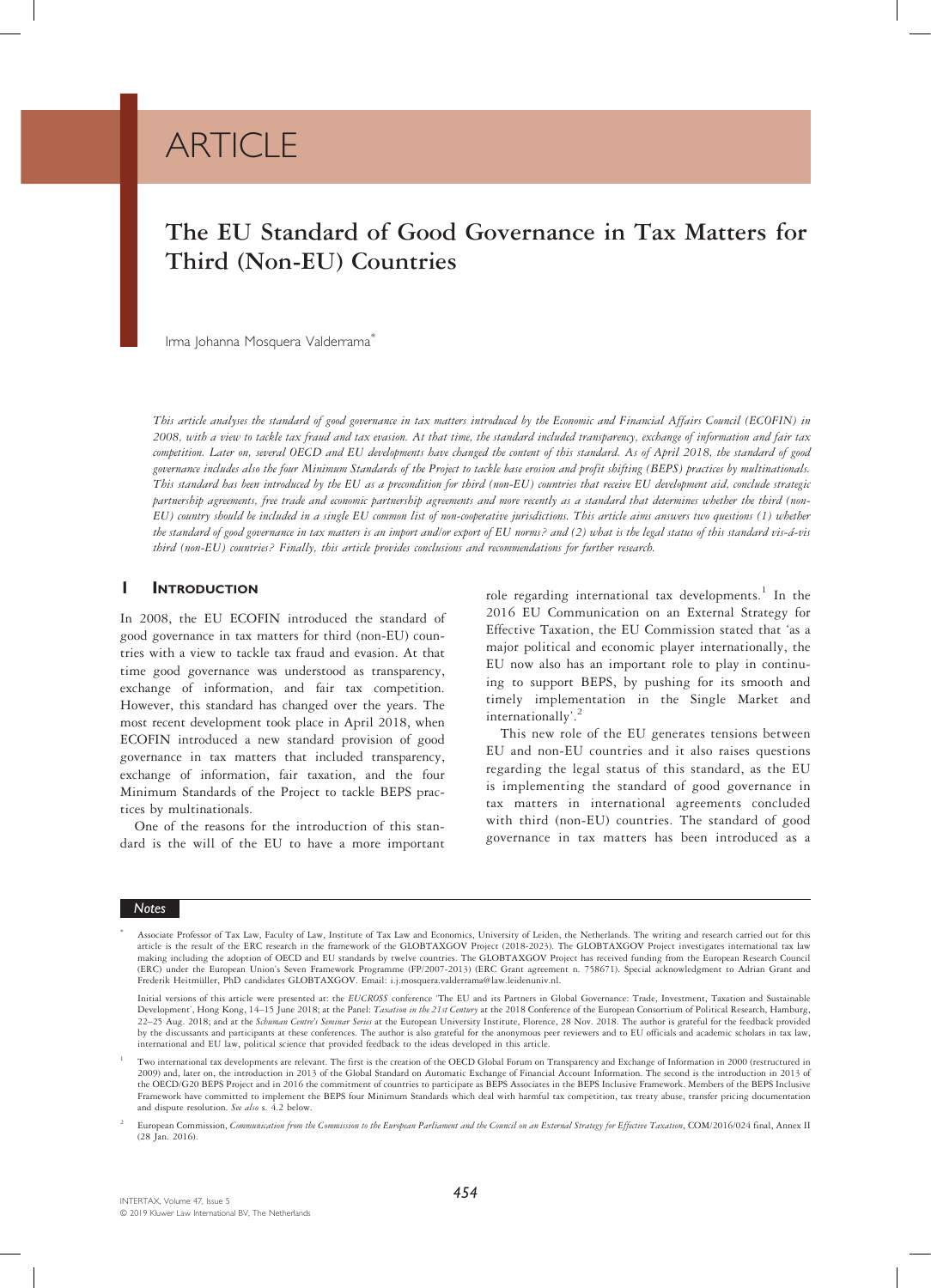# ARTICLE

## The EU Standard of Good Governance in Tax Matters for Third (Non-EU) Countries

Irma Johanna Mosquera Valderrama*

*This article analyses the standard of good governance in tax matters introduced by the Economic and Financial Affairs Council (ECOFIN) in 2008, with a view to tackle tax fraud and tax evasion. At that time, the standard included transparency, exchange of information and fair tax competition. Later on, several 0ECD and EU developments have changed the content of this standard. As of April 2018, the standard of good governance includes also the four Minimum Standards of the Project to tackle base erosion and profit shifting (BEPS) practices by multinationals. This standard has been introduced by the EU as a precondition for third (non-EU) countries that receive EU development aid, conclude strategic partnership agreements, free trade and economic partnership agreements and more recently as a standard that determines whether the third (non-EU) country should be included in a single EU common list of non-cooperative jurisdictions. This article aims answers two questions (1) whether the standard of good governance in tax matters is an import and/or export of EU norms? and (2) what is the legal status of this standard vis-á-vis third (non-EU) countries? Finally, this article provides conclusions and recommendations for further research.*

## 1 Introduction

In 2008, the EU ECOFIN introduced the standard of good governance in tax matters for third (non-EU) countries with a view to tackle tax fraud and evasion. At that time good governance was understood as transparency, exchange of information, and fair tax competition. However, this standard has changed over the years. The most recent development took place in April 2018, when ECOFIN introduced a new standard provision of good governance in tax matters that included transparency, exchange of information, fair taxation, and the four Minimum Standards of the Project to tackle BEPS practices by multinationals.

One of the reasons for the introduction of this standard is the will of the EU to have a more important role regarding international tax developments.[1] In the 2016 EU Communication on an External Strategy for Effective Taxation, the EU Commission stated that 'as a major political and economic player internationally, the EU now also has an important role to play in continuing to support BEPS, by pushing for its smooth and timely implementation in the Single Market and internationally'.[2]

This new role of the EU generates tensions between EU and non-EU countries and it also raises questions regarding the legal status of this standard, as the EU is implementing the standard of good governance in tax matters in international agreements concluded with third (non-EU) countries. The standard of good governance in tax matters has been introduced as a

### Notes

\* Associate Professor of Tax Law, Faculty of Law, Institute of Tax Law and Economics, University of Leiden, the Netherlands. The writing and research carried out for this article is the result of the ERC research in the framework of the GLOBTAXGOV Project (2018-2023). The GLOBTAXGOV Project investigates international tax law making including the adoption of OECD and EU standards by twelve countries. The GLOBTAXGOV Project has received funding from the European Research Council (ERC) under the European Union's Seven Framework Programme (FP/2007-2013) (ERC Grant agreement n. 758671). Special acknowledgment to Adrian Grant and Frederik Heitmüller, PhD candidates GLOBTAXGOV. Email: i.j.mosquera.valderrama@law.leidenuniv.nl.

Initial versions of this article were presented at: the *EUCROSS* conference 'The EU and its Partners in Global Governance: Trade, Investment, Taxation and Sustainable Development', Hong Kong, 14–15 June 2018; at the Panel: *Taxation in the 21st Century* at the 2018 Conference of the European Consortium of Political Research, Hamburg, 22–25 Aug. 2018; and at the *Schuman Centre's Seminar Series* at the European University Institute, Florence, 28 Nov. 2018. The author is grateful for the feedback provided by the discussants and participants at these conferences. The author is also grateful for the anonymous peer reviewers and to EU officials and academic scholars in tax law, international and EU law, political science that provided feedback to the ideas developed in this article.

[1] Two international tax developments are relevant. The first is the creation of the OECD Global Forum on Transparency and Exchange of Information in 2000 (restructured in 2009) and, later on, the introduction in 2013 of the Global Standard on Automatic Exchange of Financial Account Information. The second is the introduction in 2013 of the OECD/G20 BEPS Project and in 2016 the commitment of countries to participate as BEPS Associates in the BEPS Inclusive Framework. Members of the BEPS Inclusive Framework have committed to implement the BEPS four Minimum Standards which deal with harmful tax competition, tax treaty abuse, transfer pricing documentation and dispute resolution. *See also* s. 4.2 below.

[2] European Commission, *Communication from the Commission to the European Parliament and the Council on an External Strategy for Effective Taxation*, COM/2016/024 final, Annex II (28 Jan. 2016).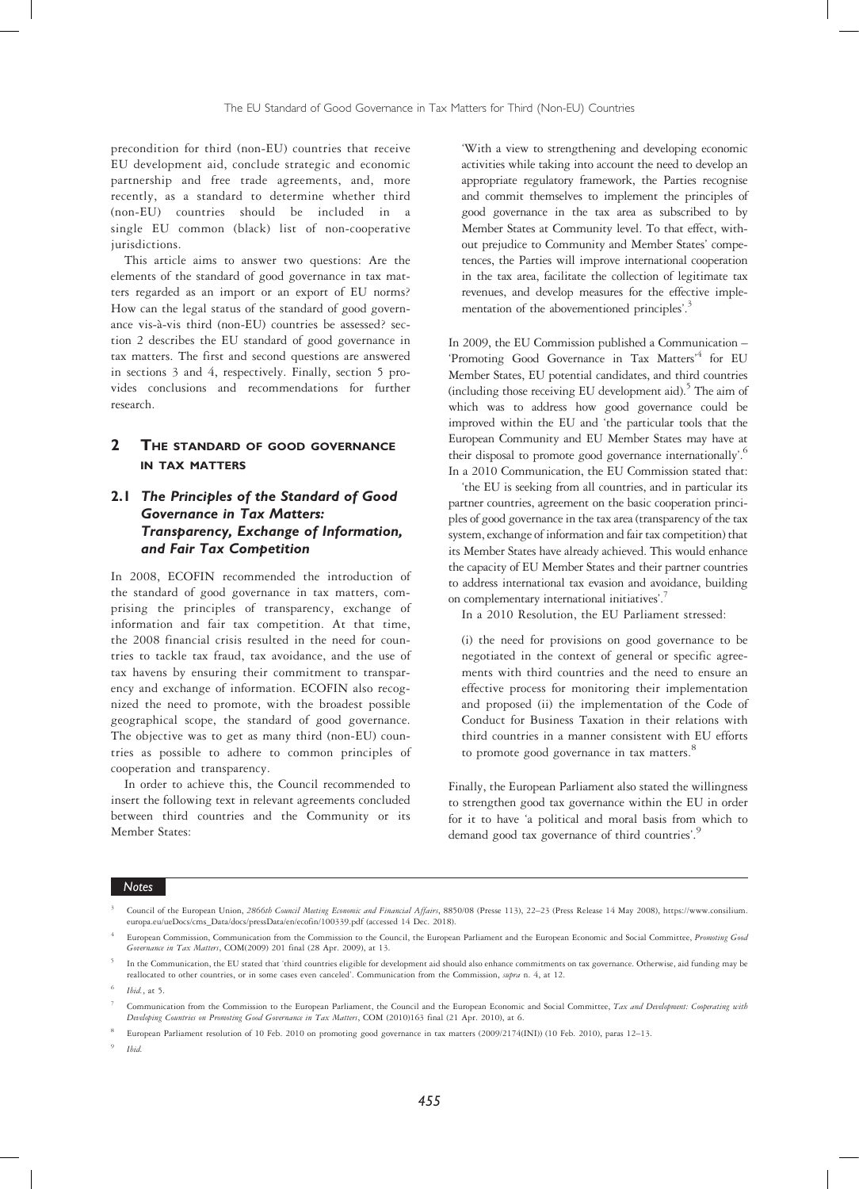precondition for third (non-EU) countries that receive EU development aid, conclude strategic and economic partnership and free trade agreements, and, more recently, as a standard to determine whether third (non-EU) countries should be included in a single EU common (black) list of non-cooperative jurisdictions.

This article aims to answer two questions: Are the elements of the standard of good governance in tax matters regarded as an import or an export of EU norms? How can the legal status of the standard of good governance vis-à-vis third (non-EU) countries be assessed? section 2 describes the EU standard of good governance in tax matters. The first and second questions are answered in sections 3 and 4, respectively. Finally, section 5 provides conclusions and recommendations for further research.

## 2 The Standard of Good Governance in Tax Matters

### 2.1 *The Principles of the Standard of Good Governance in Tax Matters: Transparency, Exchange of Information, and Fair Tax Competition*

In 2008, ECOFIN recommended the introduction of the standard of good governance in tax matters, comprising the principles of transparency, exchange of information and fair tax competition. At that time, the 2008 financial crisis resulted in the need for countries to tackle tax fraud, tax avoidance, and the use of tax havens by ensuring their commitment to transparency and exchange of information. ECOFIN also recognized the need to promote, with the broadest possible geographical scope, the standard of good governance. The objective was to get as many third (non-EU) countries as possible to adhere to common principles of cooperation and transparency.

In order to achieve this, the Council recommended to insert the following text in relevant agreements concluded between third countries and the Community or its Member States:

> 'With a view to strengthening and developing economic activities while taking into account the need to develop an appropriate regulatory framework, the Parties recognise and commit themselves to implement the principles of good governance in the tax area as subscribed to by Member States at Community level. To that effect, without prejudice to Community and Member States' competences, the Parties will improve international cooperation in the tax area, facilitate the collection of legitimate tax revenues, and develop measures for the effective implementation of the abovementioned principles'.[3]

In 2009, the EU Commission published a Communication – 'Promoting Good Governance in Tax Matters'[4] for EU Member States, EU potential candidates, and third countries (including those receiving EU development aid).[5] The aim of which was to address how good governance could be improved within the EU and 'the particular tools that the European Community and EU Member States may have at their disposal to promote good governance internationally'.[6] In a 2010 Communication, the EU Commission stated that:

'the EU is seeking from all countries, and in particular its partner countries, agreement on the basic cooperation principles of good governance in the tax area (transparency of the tax system, exchange of information and fair tax competition) that its Member States have already achieved. This would enhance the capacity of EU Member States and their partner countries to address international tax evasion and avoidance, building on complementary international initiatives'.[7]

In a 2010 Resolution, the EU Parliament stressed:

> (i) the need for provisions on good governance to be negotiated in the context of general or specific agreements with third countries and the need to ensure an effective process for monitoring their implementation and proposed (ii) the implementation of the Code of Conduct for Business Taxation in their relations with third countries in a manner consistent with EU efforts to promote good governance in tax matters.[8]

Finally, the European Parliament also stated the willingness to strengthen good tax governance within the EU in order for it to have 'a political and moral basis from which to demand good tax governance of third countries'.[9]

---

**Notes**

[3] Council of the European Union, *2866th Council Meeting Economic and Financial Affairs*, 8850/08 (Presse 113), 22–23 (Press Release 14 May 2008), https://www.consilium.europa.eu/ueDocs/cms_Data/docs/pressData/en/ecofin/100339.pdf (accessed 14 Dec. 2018).

[4] European Commission, Communication from the Commission to the Council, the European Parliament and the European Economic and Social Committee, *Promoting Good Governance in Tax Matters*, COM(2009) 201 final (28 Apr. 2009), at 13.

[5] In the Communication, the EU stated that 'third countries eligible for development aid should also enhance commitments on tax governance. Otherwise, aid funding may be reallocated to other countries, or in some cases even canceled'. Communication from the Commission, *supra* n. 4, at 12.

[6] *Ibid.*, at 5.

[7] Communication from the Commission to the European Parliament, the Council and the European Economic and Social Committee, *Tax and Development: Cooperating with Developing Countries on Promoting Good Governance in Tax Matters*, COM (2010)163 final (21 Apr. 2010), at 6.

[8] European Parliament resolution of 10 Feb. 2010 on promoting good governance in tax matters (2009/2174(INI)) (10 Feb. 2010), paras 12–13.

[9] *Ibid.*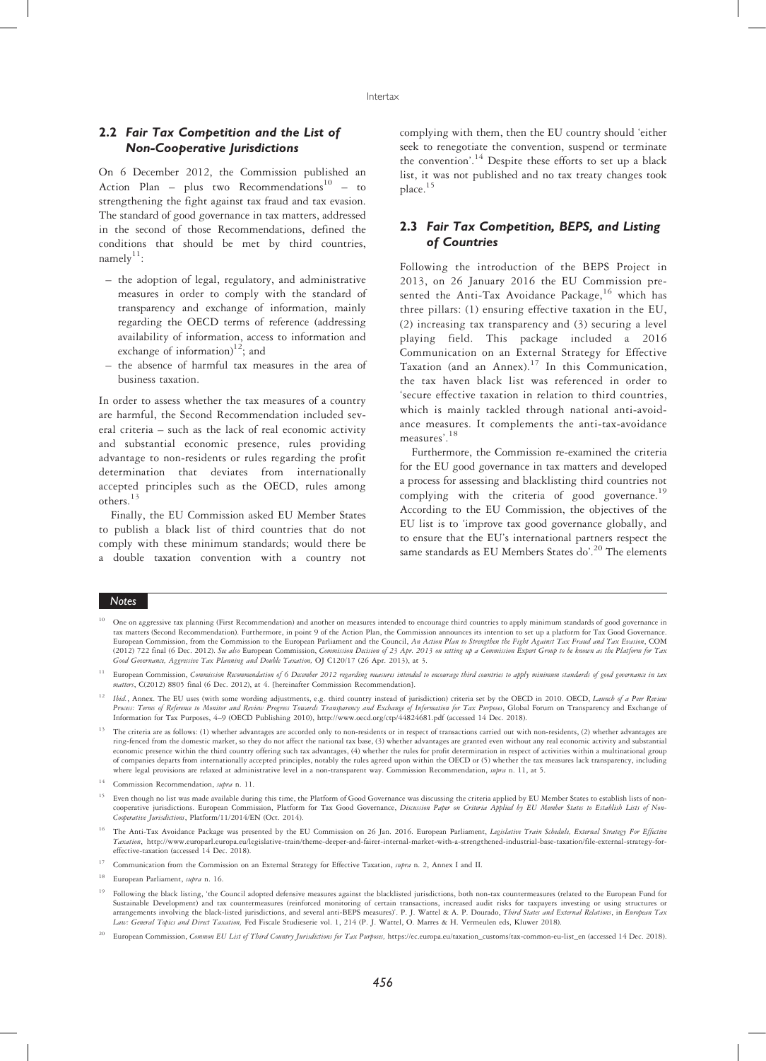## 2.2 *Fair Tax Competition and the List of Non-Cooperative Jurisdictions*

On 6 December 2012, the Commission published an Action Plan – plus two Recommendations[10] – to strengthening the fight against tax fraud and tax evasion. The standard of good governance in tax matters, addressed in the second of those Recommendations, defined the conditions that should be met by third countries, namely[11]:

- the adoption of legal, regulatory, and administrative measures in order to comply with the standard of transparency and exchange of information, mainly regarding the OECD terms of reference (addressing availability of information, access to information and exchange of information)[12]; and
- the absence of harmful tax measures in the area of business taxation.

In order to assess whether the tax measures of a country are harmful, the Second Recommendation included several criteria – such as the lack of real economic activity and substantial economic presence, rules providing advantage to non-residents or rules regarding the profit determination that deviates from internationally accepted principles such as the OECD, rules among others.[13]

Finally, the EU Commission asked EU Member States to publish a black list of third countries that do not comply with these minimum standards; would there be a double taxation convention with a country not complying with them, then the EU country should 'either seek to renegotiate the convention, suspend or terminate the convention'.[14] Despite these efforts to set up a black list, it was not published and no tax treaty changes took place.[15]

## 2.3 *Fair Tax Competition, BEPS, and Listing of Countries*

Following the introduction of the BEPS Project in 2013, on 26 January 2016 the EU Commission presented the Anti-Tax Avoidance Package,[16] which has three pillars: (1) ensuring effective taxation in the EU, (2) increasing tax transparency and (3) securing a level playing field. This package included a 2016 Communication on an External Strategy for Effective Taxation (and an Annex).[17] In this Communication, the tax haven black list was referenced in order to 'secure effective taxation in relation to third countries, which is mainly tackled through national anti-avoidance measures. It complements the anti-tax-avoidance measures'.[18]

Furthermore, the Commission re-examined the criteria for the EU good governance in tax matters and developed a process for assessing and blacklisting third countries not complying with the criteria of good governance.[19] According to the EU Commission, the objectives of the EU list is to 'improve tax good governance globally, and to ensure that the EU's international partners respect the same standards as EU Members States do'.[20] The elements

---

**Notes**

[10] One on aggressive tax planning (First Recommendation) and another on measures intended to encourage third countries to apply minimum standards of good governance in tax matters (Second Recommendation). Furthermore, in point 9 of the Action Plan, the Commission announces its intention to set up a platform for Tax Good Governance. European Commission, from the Commission to the European Parliament and the Council, *An Action Plan to Strengthen the Fight Against Tax Fraud and Tax Evasion*, COM (2012) 722 final (6 Dec. 2012). *See also* European Commission, *Commission Decision of 23 Apr. 2013 on setting up a Commission Expert Group to be known as the Platform for Tax Good Governance, Aggressive Tax Planning and Double Taxation,* OJ C120/17 (26 Apr. 2013), at 3.

[11] European Commission, *Commission Recommendation of 6 December 2012 regarding measures intended to encourage third countries to apply minimum standards of good governance in tax matters*, C(2012) 8805 final (6 Dec. 2012), at 4. [hereinafter Commission Recommendation].

[12] *Ibid.*, Annex. The EU uses (with some wording adjustments, e.g. third country instead of jurisdiction) criteria set by the OECD in 2010. OECD, *Launch of a Peer Review Process: Terms of Reference to Monitor and Review Progress Towards Transparency and Exchange of Information for Tax Purposes*, Global Forum on Transparency and Exchange of Information for Tax Purposes, 4–9 (OECD Publishing 2010), http://www.oecd.org/ctp/44824681.pdf (accessed 14 Dec. 2018).

[13] The criteria are as follows: (1) whether advantages are accorded only to non-residents or in respect of transactions carried out with non-residents, (2) whether advantages are ring-fenced from the domestic market, so they do not affect the national tax base, (3) whether advantages are granted even without any real economic activity and substantial economic presence within the third country offering such tax advantages, (4) whether the rules for profit determination in respect of activities within a multinational group of companies departs from internationally accepted principles, notably the rules agreed upon within the OECD or (5) whether the tax measures lack transparency, including where legal provisions are relaxed at administrative level in a non-transparent way. Commission Recommendation, *supra* n. 11, at 5.

[14] Commission Recommendation, *supra* n. 11.

[15] Even though no list was made available during this time, the Platform of Good Governance was discussing the criteria applied by EU Member States to establish lists of non-cooperative jurisdictions. European Commission, Platform for Tax Good Governance, *Discussion Paper on Criteria Applied by EU Member States to Establish Lists of Non-Cooperative Jurisdictions*, Platform/11/2014/EN (Oct. 2014).

[16] The Anti-Tax Avoidance Package was presented by the EU Commission on 26 Jan. 2016. European Parliament, *Legislative Train Schedule, External Strategy For Effective Taxation*, http://www.europarl.europa.eu/legislative-train/theme-deeper-and-fairer-internal-market-with-a-strengthened-industrial-base-taxation/file-external-strategy-for-effective-taxation (accessed 14 Dec. 2018).

[17] Communication from the Commission on an External Strategy for Effective Taxation, *supra* n. 2, Annex I and II.

[18] European Parliament, *supra* n. 16.

[19] Following the black listing, 'the Council adopted defensive measures against the blacklisted jurisdictions, both non-tax countermeasures (related to the European Fund for Sustainable Development) and tax countermeasures (reinforced monitoring of certain transactions, increased audit risks for taxpayers investing or using structures or arrangements involving the black-listed jurisdictions, and several anti-BEPS measures)'. P. J. Wattel & A. P. Dourado, *Third States and External Relations*, in *European Tax Law: General Topics and Direct Taxation,* Fed Fiscale Studieserie vol. 1, 214 (P. J. Wattel, O. Marres & H. Vermeulen eds, Kluwer 2018).

[20] European Commission, *Common EU List of Third Country Jurisdictions for Tax Purposes,* https://ec.europa.eu/taxation_customs/tax-common-eu-list_en (accessed 14 Dec. 2018).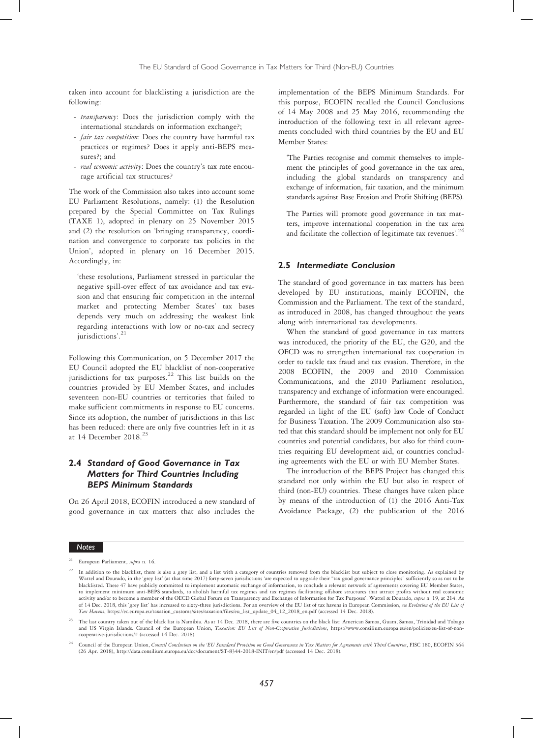taken into account for blacklisting a jurisdiction are the following:

- *transparency*: Does the jurisdiction comply with the international standards on information exchange?;
- *fair tax competition*: Does the country have harmful tax practices or regimes? Does it apply anti-BEPS measures?; and
- *real economic activity*: Does the country's tax rate encourage artificial tax structures?

The work of the Commission also takes into account some EU Parliament Resolutions, namely: (1) the Resolution prepared by the Special Committee on Tax Rulings (TAXE 1), adopted in plenary on 25 November 2015 and (2) the resolution on 'bringing transparency, coordination and convergence to corporate tax policies in the Union', adopted in plenary on 16 December 2015. Accordingly, in:

> 'these resolutions, Parliament stressed in particular the negative spill-over effect of tax avoidance and tax evasion and that ensuring fair competition in the internal market and protecting Member States' tax bases depends very much on addressing the weakest link regarding interactions with low or no-tax and secrecy jurisdictions'.[21]

Following this Communication, on 5 December 2017 the EU Council adopted the EU blacklist of non-cooperative jurisdictions for tax purposes.[22] This list builds on the countries provided by EU Member States, and includes seventeen non-EU countries or territories that failed to make sufficient commitments in response to EU concerns. Since its adoption, the number of jurisdictions in this list has been reduced: there are only five countries left in it as at 14 December 2018.[23]

### 2.4 Standard of Good Governance in Tax Matters for Third Countries Including BEPS Minimum Standards

On 26 April 2018, ECOFIN introduced a new standard of good governance in tax matters that also includes the implementation of the BEPS Minimum Standards. For this purpose, ECOFIN recalled the Council Conclusions of 14 May 2008 and 25 May 2016, recommending the introduction of the following text in all relevant agreements concluded with third countries by the EU and EU Member States:

> 'The Parties recognise and commit themselves to implement the principles of good governance in the tax area, including the global standards on transparency and exchange of information, fair taxation, and the minimum standards against Base Erosion and Profit Shifting (BEPS).
>
> The Parties will promote good governance in tax matters, improve international cooperation in the tax area and facilitate the collection of legitimate tax revenues'.[24]

### 2.5 Intermediate Conclusion

The standard of good governance in tax matters has been developed by EU institutions, mainly ECOFIN, the Commission and the Parliament. The text of the standard, as introduced in 2008, has changed throughout the years along with international tax developments.

When the standard of good governance in tax matters was introduced, the priority of the EU, the G20, and the OECD was to strengthen international tax cooperation in order to tackle tax fraud and tax evasion. Therefore, in the 2008 ECOFIN, the 2009 and 2010 Commission Communications, and the 2010 Parliament resolution, transparency and exchange of information were encouraged. Furthermore, the standard of fair tax competition was regarded in light of the EU (soft) law Code of Conduct for Business Taxation. The 2009 Communication also stated that this standard should be implement not only for EU countries and potential candidates, but also for third countries requiring EU development aid, or countries concluding agreements with the EU or with EU Member States.

The introduction of the BEPS Project has changed this standard not only within the EU but also in respect of third (non-EU) countries. These changes have taken place by means of the introduction of (1) the 2016 Anti-Tax Avoidance Package, (2) the publication of the 2016

---

**Notes**

[21] European Parliament, *supra* n. 16.

[22] In addition to the blacklist, there is also a grey list, and a list with a category of countries removed from the blacklist but subject to close monitoring. As explained by Wattel and Dourado, in the 'grey list' (at that time 2017) forty-seven jurisdictions 'are expected to upgrade their "tax good governance principles" sufficiently so as not to be blacklisted. These 47 have publicly committed to implement automatic exchange of information, to conclude a relevant network of agreements covering EU Member States, to implement minimum anti-BEPS standards, to abolish harmful tax regimes and tax regimes facilitating offshore structures that attract profits without real economic activity and/or to become a member of the OECD Global Forum on Transparency and Exchange of Information for Tax Purposes'. Wattel & Dourado, *supra* n. 19, at 214. As of 14 Dec. 2018, this 'grey list' has increased to sixty-three jurisdictions. For an overview of the EU list of tax havens in European Commission, *see Evolution of the EU List of Tax Havens*, https://ec.europa.eu/taxation_customs/sites/taxation/files/eu_list_update_04_12_2018_en.pdf (accessed 14 Dec. 2018).

[23] The last country taken out of the black list is Namibia. As at 14 Dec. 2018, there are five countries on the black list: American Samoa, Guam, Samoa, Trinidad and Tobago and US Virgin Islands. Council of the European Union, *Taxation: EU List of Non-Cooperative Jurisdictions*, https://www.consilium.europa.eu/en/policies/eu-list-of-non-cooperative-jurisdictions/# (accessed 14 Dec. 2018).

[24] Council of the European Union, *Council Conclusions on the 'EU Standard Provision on Good Governance in Tax Matters for Agreements with Third Countries*, FISC 180, ECOFIN 364 (26 Apr. 2018), http://data.consilium.europa.eu/doc/document/ST-8344-2018-INIT/en/pdf (accessed 14 Dec. 2018).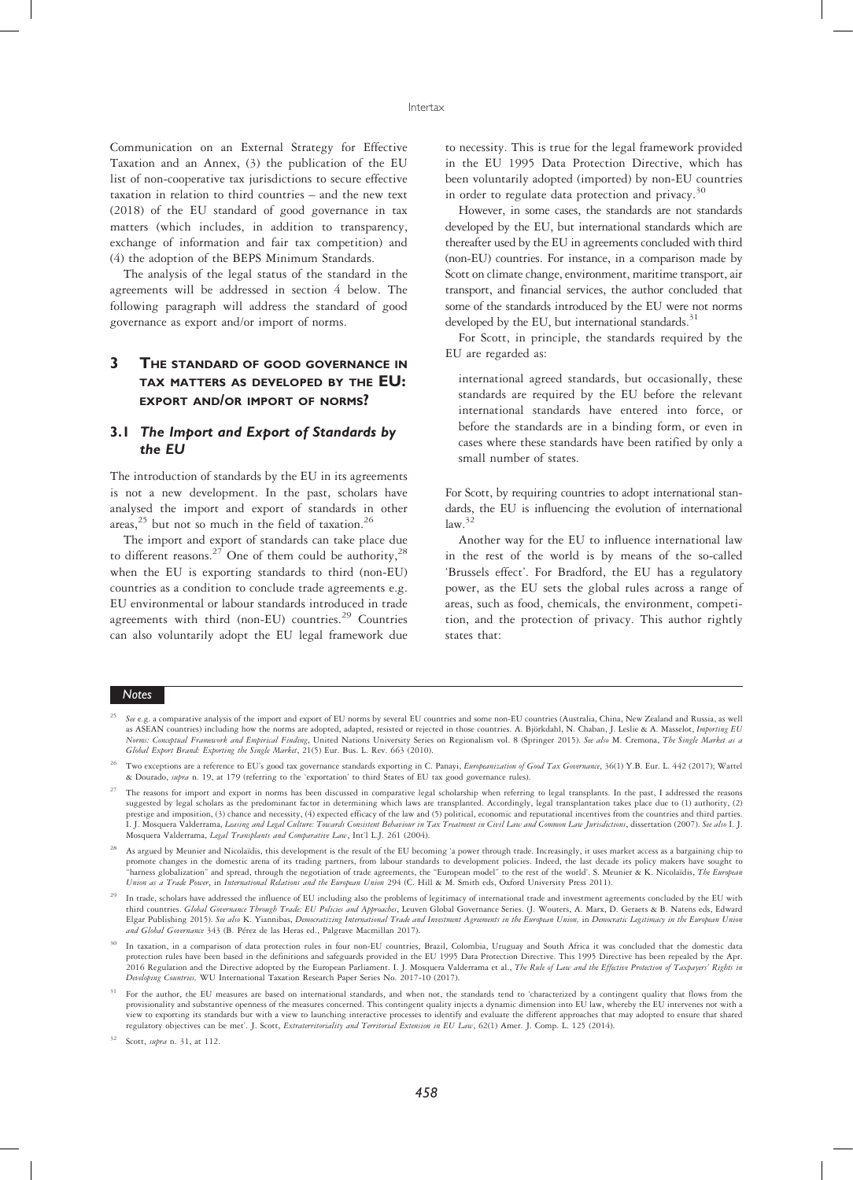Communication on an External Strategy for Effective Taxation and an Annex, (3) the publication of the EU list of non-cooperative tax jurisdictions to secure effective taxation in relation to third countries – and the new text (2018) of the EU standard of good governance in tax matters (which includes, in addition to transparency, exchange of information and fair tax competition) and (4) the adoption of the BEPS Minimum Standards.

The analysis of the legal status of the standard in the agreements will be addressed in section 4 below. The following paragraph will address the standard of good governance as export and/or import of norms.

## 3 The standard of good governance in tax matters as developed by the EU: export and/or import of norms?

### 3.1 *The Import and Export of Standards by the EU*

The introduction of standards by the EU in its agreements is not a new development. In the past, scholars have analysed the import and export of standards in other areas,[25] but not so much in the field of taxation.[26]

The import and export of standards can take place due to different reasons.[27] One of them could be authority,[28] when the EU is exporting standards to third (non-EU) countries as a condition to conclude trade agreements e.g. EU environmental or labour standards introduced in trade agreements with third (non-EU) countries.[29] Countries can also voluntarily adopt the EU legal framework due to necessity. This is true for the legal framework provided in the EU 1995 Data Protection Directive, which has been voluntarily adopted (imported) by non-EU countries in order to regulate data protection and privacy.[30]

However, in some cases, the standards are not standards developed by the EU, but international standards which are thereafter used by the EU in agreements concluded with third (non-EU) countries. For instance, in a comparison made by Scott on climate change, environment, maritime transport, air transport, and financial services, the author concluded that some of the standards introduced by the EU were not norms developed by the EU, but international standards.[31]

For Scott, in principle, the standards required by the EU are regarded as:

> international agreed standards, but occasionally, these standards are required by the EU before the relevant international standards have entered into force, or before the standards are in a binding form, or even in cases where these standards have been ratified by only a small number of states.

For Scott, by requiring countries to adopt international standards, the EU is influencing the evolution of international law.[32]

Another way for the EU to influence international law in the rest of the world is by means of the so-called 'Brussels effect'. For Bradford, the EU has a regulatory power, as the EU sets the global rules across a range of areas, such as food, chemicals, the environment, competition, and the protection of privacy. This author rightly states that:

---

*Notes*

[25] *See* e.g. a comparative analysis of the import and export of EU norms by several EU countries and some non-EU countries (Australia, China, New Zealand and Russia, as well as ASEAN countries) including how the norms are adopted, adapted, resisted or rejected in those countries. A. Björkdahl, N. Chaban, J. Leslie & A. Masselot, *Importing EU Norms: Conceptual Framework and Empirical Finding*, United Nations University Series on Regionalism vol. 8 (Springer 2015). *See also* M. Cremona, *The Single Market as a Global Export Brand: Exporting the Single Market*, 21(5) Eur. Bus. L. Rev. 663 (2010).

[26] Two exceptions are a reference to EU's good tax governance standards exporting in C. Panayi, *Europeanization of Good Tax Governance*, 36(1) Y.B. Eur. L. 442 (2017); Wattel & Dourado, *supra* n. 19, at 179 (referring to the 'exportation' to third States of EU tax good governance rules).

[27] The reasons for import and export in norms has been discussed in comparative legal scholarship when referring to legal transplants. In the past, I addressed the reasons suggested by legal scholars as the predominant factor in determining which laws are transplanted. Accordingly, legal transplantation takes place due to (1) authority, (2) prestige and imposition, (3) chance and necessity, (4) expected efficacy of the law and (5) political, economic and reputational incentives from the countries and third parties. I. J. Mosquera Valderrama, *Leasing and Legal Culture: Towards Consistent Behaviour in Tax Treatment in Civil Law and Common Law Jurisdictions*, dissertation (2007). *See also* I. J. Mosquera Valderrama, *Legal Transplants and Comparative Law*, Int'l L.J. 261 (2004).

[28] As argued by Meunier and Nicolaïdis, this development is the result of the EU becoming 'a power through trade. Increasingly, it uses market access as a bargaining chip to promote changes in the domestic arena of its trading partners, from labour standards to development policies. Indeed, the last decade its policy makers have sought to "harness globalization" and spread, through the negotiation of trade agreements, the "European model" to the rest of the world'. S. Meunier & K. Nicolaïdis, *The European Union as a Trade Power*, in *International Relations and the European Union* 294 (C. Hill & M. Smith eds, Oxford University Press 2011).

[29] In trade, scholars have addressed the influence of EU including also the problems of legitimacy of international trade and investment agreements concluded by the EU with third countries. *Global Governance Through Trade: EU Policies and Approaches*, Leuven Global Governance Series. (J. Wouters, A. Marx, D. Geraets & B. Natens eds, Edward Elgar Publishing 2015). *See also* K. Yiannibas, *Democratizing International Trade and Investment Agreements in the European Union,* in *Democratic Legitimacy in the European Union and Global Governance* 343 (B. Pérez de las Heras ed., Palgrave Macmillan 2017).

[30] In taxation, in a comparison of data protection rules in four non-EU countries, Brazil, Colombia, Uruguay and South Africa it was concluded that the domestic data protection rules have been based in the definitions and safeguards provided in the EU 1995 Data Protection Directive. This 1995 Directive has been repealed by the Apr. 2016 Regulation and the Directive adopted by the European Parliament. I. J. Mosquera Valderrama et al., *The Rule of Law and the Effective Protection of Taxpayers' Rights in Developing Countries,* WU International Taxation Research Paper Series No. 2017-10 (2017).

[31] For the author, the EU measures are based on international standards, and when not, the standards tend to 'characterized by a contingent quality that flows from the provisionality and substantive openness of the measures concerned. This contingent quality injects a dynamic dimension into EU law, whereby the EU intervenes not with a view to exporting its standards but with a view to launching interactive processes to identify and evaluate the different approaches that may adopted to ensure that shared regulatory objectives can be met'. J. Scott, *Extraterritoriality and Territorial Extension in EU Law*, 62(1) Amer. J. Comp. L. 125 (2014).

[32] Scott, *supra* n. 31, at 112.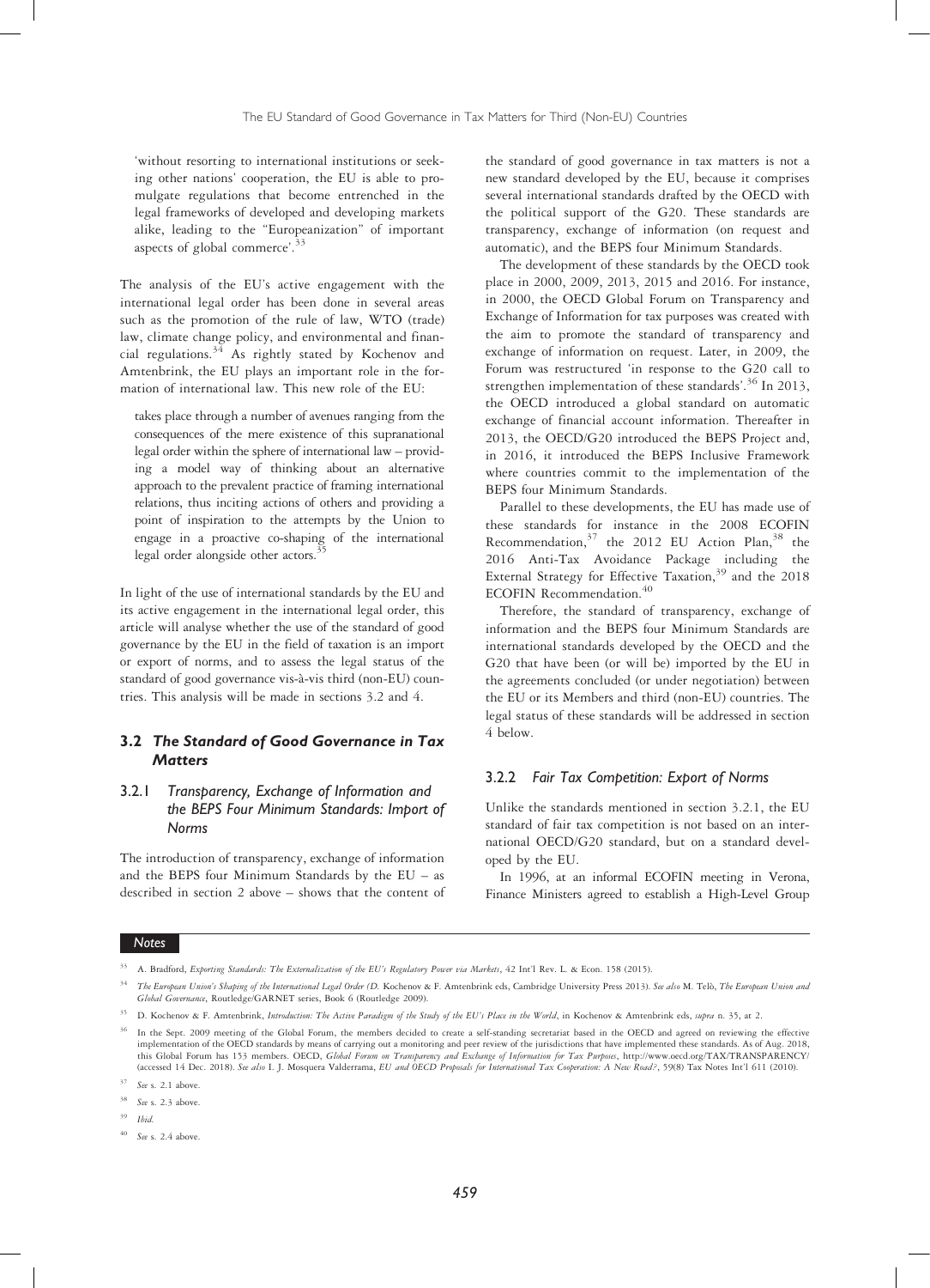'without resorting to international institutions or seeking other nations' cooperation, the EU is able to promulgate regulations that become entrenched in the legal frameworks of developed and developing markets alike, leading to the "Europeanization" of important aspects of global commerce'.[33]

The analysis of the EU's active engagement with the international legal order has been done in several areas such as the promotion of the rule of law, WTO (trade) law, climate change policy, and environmental and financial regulations.[34] As rightly stated by Kochenov and Amtenbrink, the EU plays an important role in the formation of international law. This new role of the EU:

> takes place through a number of avenues ranging from the consequences of the mere existence of this supranational legal order within the sphere of international law – providing a model way of thinking about an alternative approach to the prevalent practice of framing international relations, thus inciting actions of others and providing a point of inspiration to the attempts by the Union to engage in a proactive co-shaping of the international legal order alongside other actors.[35]

In light of the use of international standards by the EU and its active engagement in the international legal order, this article will analyse whether the use of the standard of good governance by the EU in the field of taxation is an import or export of norms, and to assess the legal status of the standard of good governance vis-à-vis third (non-EU) countries. This analysis will be made in sections 3.2 and 4.

### 3.2 *The Standard of Good Governance in Tax Matters*

#### 3.2.1 *Transparency, Exchange of Information and the BEPS Four Minimum Standards: Import of Norms*

The introduction of transparency, exchange of information and the BEPS four Minimum Standards by the EU – as described in section 2 above – shows that the content of the standard of good governance in tax matters is not a new standard developed by the EU, because it comprises several international standards drafted by the OECD with the political support of the G20. These standards are transparency, exchange of information (on request and automatic), and the BEPS four Minimum Standards.

The development of these standards by the OECD took place in 2000, 2009, 2013, 2015 and 2016. For instance, in 2000, the OECD Global Forum on Transparency and Exchange of Information for tax purposes was created with the aim to promote the standard of transparency and exchange of information on request. Later, in 2009, the Forum was restructured 'in response to the G20 call to strengthen implementation of these standards'.[36] In 2013, the OECD introduced a global standard on automatic exchange of financial account information. Thereafter in 2013, the OECD/G20 introduced the BEPS Project and, in 2016, it introduced the BEPS Inclusive Framework where countries commit to the implementation of the BEPS four Minimum Standards.

Parallel to these developments, the EU has made use of these standards for instance in the 2008 ECOFIN Recommendation,[37] the 2012 EU Action Plan,[38] the 2016 Anti-Tax Avoidance Package including the External Strategy for Effective Taxation,[39] and the 2018 ECOFIN Recommendation.[40]

Therefore, the standard of transparency, exchange of information and the BEPS four Minimum Standards are international standards developed by the OECD and the G20 that have been (or will be) imported by the EU in the agreements concluded (or under negotiation) between the EU or its Members and third (non-EU) countries. The legal status of these standards will be addressed in section 4 below.

#### 3.2.2 *Fair Tax Competition: Export of Norms*

Unlike the standards mentioned in section 3.2.1, the EU standard of fair tax competition is not based on an international OECD/G20 standard, but on a standard developed by the EU.

In 1996, at an informal ECOFIN meeting in Verona, Finance Ministers agreed to establish a High-Level Group

---

**Notes**

[33] A. Bradford, *Exporting Standards: The Externalization of the EU's Regulatory Power via Markets*, 42 Int'l Rev. L. & Econ. 158 (2015).

[34] *The European Union's Shaping of the International Legal Order* (D. Kochenov & F. Amtenbrink eds, Cambridge University Press 2013). *See also* M. Telò, *The European Union and Global Governance*, Routledge/GARNET series, Book 6 (Routledge 2009).

[35] D. Kochenov & F. Amtenbrink, *Introduction: The Active Paradigm of the Study of the EU's Place in the World*, in Kochenov & Amtenbrink eds, *supra* n. 35, at 2.

[36] In the Sept. 2009 meeting of the Global Forum, the members decided to create a self-standing secretariat based in the OECD and agreed on reviewing the effective implementation of the OECD standards by means of carrying out a monitoring and peer review of the jurisdictions that have implemented these standards. As of Aug. 2018, this Global Forum has 153 members. OECD, *Global Forum on Transparency and Exchange of Information for Tax Purposes*, http://www.oecd.org/TAX/TRANSPARENCY/ (accessed 14 Dec. 2018). *See also* I. J. Mosquera Valderrama, *EU and OECD Proposals for International Tax Cooperation: A New Road?*, 59(8) Tax Notes Int'l 611 (2010).

[37] *See* s. 2.1 above.

[38] *See* s. 2.3 above.

[39] *Ibid.*

[40] *See* s. 2.4 above.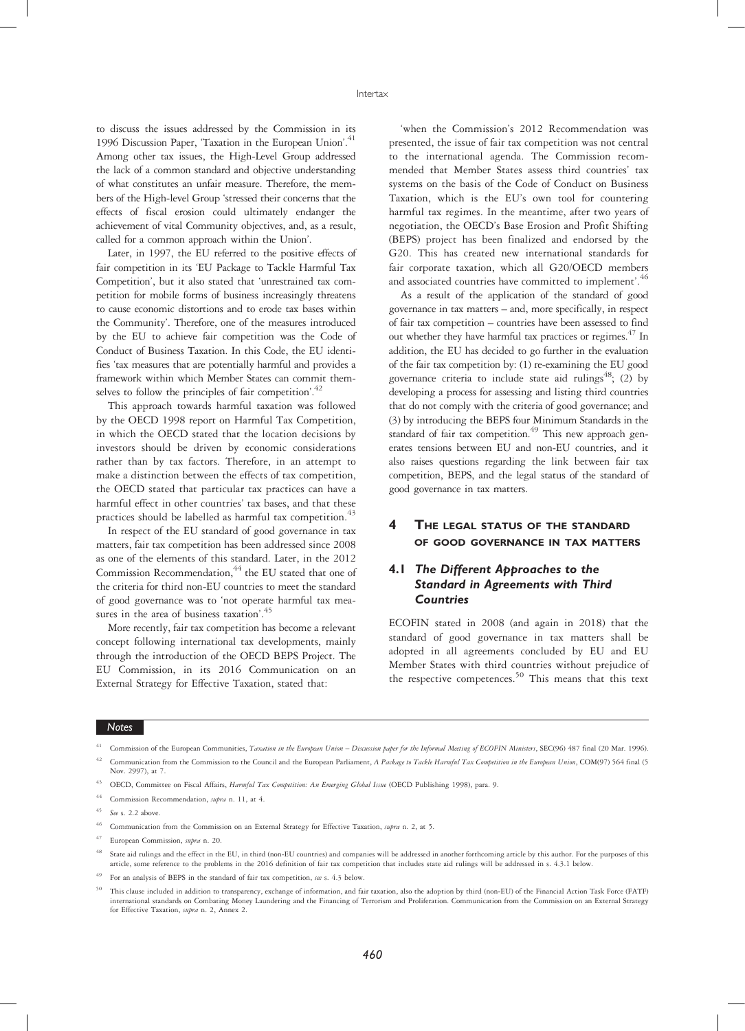to discuss the issues addressed by the Commission in its 1996 Discussion Paper, 'Taxation in the European Union'.[41] Among other tax issues, the High-Level Group addressed the lack of a common standard and objective understanding of what constitutes an unfair measure. Therefore, the members of the High-level Group 'stressed their concerns that the effects of fiscal erosion could ultimately endanger the achievement of vital Community objectives, and, as a result, called for a common approach within the Union'.

Later, in 1997, the EU referred to the positive effects of fair competition in its 'EU Package to Tackle Harmful Tax Competition', but it also stated that 'unrestrained tax competition for mobile forms of business increasingly threatens to cause economic distortions and to erode tax bases within the Community'. Therefore, one of the measures introduced by the EU to achieve fair competition was the Code of Conduct of Business Taxation. In this Code, the EU identifies 'tax measures that are potentially harmful and provides a framework within which Member States can commit themselves to follow the principles of fair competition'.[42]

This approach towards harmful taxation was followed by the OECD 1998 report on Harmful Tax Competition, in which the OECD stated that the location decisions by investors should be driven by economic considerations rather than by tax factors. Therefore, in an attempt to make a distinction between the effects of tax competition, the OECD stated that particular tax practices can have a harmful effect in other countries' tax bases, and that these practices should be labelled as harmful tax competition.[43]

In respect of the EU standard of good governance in tax matters, fair tax competition has been addressed since 2008 as one of the elements of this standard. Later, in the 2012 Commission Recommendation,[44] the EU stated that one of the criteria for third non-EU countries to meet the standard of good governance was to 'not operate harmful tax measures in the area of business taxation'.[45]

More recently, fair tax competition has become a relevant concept following international tax developments, mainly through the introduction of the OECD BEPS Project. The EU Commission, in its 2016 Communication on an External Strategy for Effective Taxation, stated that:

'when the Commission's 2012 Recommendation was presented, the issue of fair tax competition was not central to the international agenda. The Commission recommended that Member States assess third countries' tax systems on the basis of the Code of Conduct on Business Taxation, which is the EU's own tool for countering harmful tax regimes. In the meantime, after two years of negotiation, the OECD's Base Erosion and Profit Shifting (BEPS) project has been finalized and endorsed by the G20. This has created new international standards for fair corporate taxation, which all G20/OECD members and associated countries have committed to implement'.[46]

As a result of the application of the standard of good governance in tax matters – and, more specifically, in respect of fair tax competition – countries have been assessed to find out whether they have harmful tax practices or regimes.[47] In addition, the EU has decided to go further in the evaluation of the fair tax competition by: (1) re-examining the EU good governance criteria to include state aid rulings[48]; (2) by developing a process for assessing and listing third countries that do not comply with the criteria of good governance; and (3) by introducing the BEPS four Minimum Standards in the standard of fair tax competition.[49] This new approach generates tensions between EU and non-EU countries, and it also raises questions regarding the link between fair tax competition, BEPS, and the legal status of the standard of good governance in tax matters.

## 4 The Legal Status of the Standard of Good Governance in Tax Matters

### 4.1 The Different Approaches to the Standard in Agreements with Third Countries

ECOFIN stated in 2008 (and again in 2018) that the standard of good governance in tax matters shall be adopted in all agreements concluded by EU and EU Member States with third countries without prejudice of the respective competences.[50] This means that this text

**Notes**

[41] Commission of the European Communities, *Taxation in the European Union – Discussion paper for the Informal Meeting of ECOFIN Ministers*, SEC(96) 487 final (20 Mar. 1996).

[42] Communication from the Commission to the Council and the European Parliament, *A Package to Tackle Harmful Tax Competition in the European Union*, COM(97) 564 final (5 Nov. 2997), at 7.

[43] OECD, Committee on Fiscal Affairs, *Harmful Tax Competition: An Emerging Global Issue* (OECD Publishing 1998), para. 9.

[44] Commission Recommendation, *supra* n. 11, at 4.

[45] *See* s. 2.2 above.

[46] Communication from the Commission on an External Strategy for Effective Taxation, *supra* n. 2, at 5.

[47] European Commission, *supra* n. 20.

[48] State aid rulings and the effect in the EU, in third (non-EU countries) and companies will be addressed in another forthcoming article by this author. For the purposes of this article, some reference to the problems in the 2016 definition of fair tax competition that includes state aid rulings will be addressed in s. 4.3.1 below.

[49] For an analysis of BEPS in the standard of fair tax competition, *see* s. 4.3 below.

[50] This clause included in addition to transparency, exchange of information, and fair taxation, also the adoption by third (non-EU) of the Financial Action Task Force (FATF) international standards on Combating Money Laundering and the Financing of Terrorism and Proliferation. Communication from the Commission on an External Strategy for Effective Taxation, *supra* n. 2, Annex 2.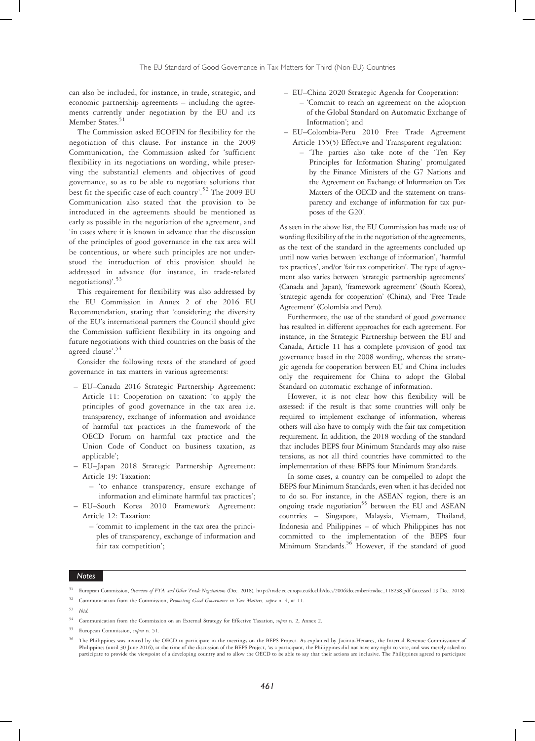can also be included, for instance, in trade, strategic, and economic partnership agreements – including the agreements currently under negotiation by the EU and its Member States.[51]

The Commission asked ECOFIN for flexibility for the negotiation of this clause. For instance in the 2009 Communication, the Commission asked for 'sufficient flexibility in its negotiations on wording, while preserving the substantial elements and objectives of good governance, so as to be able to negotiate solutions that best fit the specific case of each country'.[52] The 2009 EU Communication also stated that the provision to be introduced in the agreements should be mentioned as early as possible in the negotiation of the agreement, and 'in cases where it is known in advance that the discussion of the principles of good governance in the tax area will be contentious, or where such principles are not understood the introduction of this provision should be addressed in advance (for instance, in trade-related negotiations)'.[53]

This requirement for flexibility was also addressed by the EU Commission in Annex 2 of the 2016 EU Recommendation, stating that 'considering the diversity of the EU's international partners the Council should give the Commission sufficient flexibility in its ongoing and future negotiations with third countries on the basis of the agreed clause'.[54]

Consider the following texts of the standard of good governance in tax matters in various agreements:

- EU–Canada 2016 Strategic Partnership Agreement: Article 11: Cooperation on taxation: 'to apply the principles of good governance in the tax area i.e. transparency, exchange of information and avoidance of harmful tax practices in the framework of the OECD Forum on harmful tax practice and the Union Code of Conduct on business taxation, as applicable';
- EU–Japan 2018 Strategic Partnership Agreement: Article 19: Taxation:
  - 'to enhance transparency, ensure exchange of information and eliminate harmful tax practices';
- EU–South Korea 2010 Framework Agreement: Article 12: Taxation:
  - 'commit to implement in the tax area the principles of transparency, exchange of information and fair tax competition';
- EU–China 2020 Strategic Agenda for Cooperation:
  - 'Commit to reach an agreement on the adoption of the Global Standard on Automatic Exchange of Information'; and
- EU–Colombia-Peru 2010 Free Trade Agreement Article 155(5) Effective and Transparent regulation:
  - 'The parties also take note of the 'Ten Key Principles for Information Sharing' promulgated by the Finance Ministers of the G7 Nations and the Agreement on Exchange of Information on Tax Matters of the OECD and the statement on transparency and exchange of information for tax purposes of the G20'.

As seen in the above list, the EU Commission has made use of wording flexibility of the in the negotiation of the agreements, as the text of the standard in the agreements concluded up until now varies between 'exchange of information', 'harmful tax practices', and/or 'fair tax competition'. The type of agreement also varies between 'strategic partnership agreements' (Canada and Japan), 'framework agreement' (South Korea), 'strategic agenda for cooperation' (China), and 'Free Trade Agreement' (Colombia and Peru).

Furthermore, the use of the standard of good governance has resulted in different approaches for each agreement. For instance, in the Strategic Partnership between the EU and Canada, Article 11 has a complete provision of good tax governance based in the 2008 wording, whereas the strategic agenda for cooperation between EU and China includes only the requirement for China to adopt the Global Standard on automatic exchange of information.

However, it is not clear how this flexibility will be assessed: if the result is that some countries will only be required to implement exchange of information, whereas others will also have to comply with the fair tax competition requirement. In addition, the 2018 wording of the standard that includes BEPS four Minimum Standards may also raise tensions, as not all third countries have committed to the implementation of these BEPS four Minimum Standards.

In some cases, a country can be compelled to adopt the BEPS four Minimum Standards, even when it has decided not to do so. For instance, in the ASEAN region, there is an ongoing trade negotiation[55] between the EU and ASEAN countries – Singapore, Malaysia, Vietnam, Thailand, Indonesia and Philippines – of which Philippines has not committed to the implementation of the BEPS four Minimum Standards.[56] However, if the standard of good

---

**Notes**

[51] European Commission, *Overview of FTA and Other Trade Negotiations* (Dec. 2018), http://trade.ec.europa.eu/doclib/docs/2006/december/tradoc_118238.pdf (accessed 19 Dec. 2018).

[52] Communication from the Commission, *Promoting Good Governance in Tax Matters*, *supra* n. 4, at 11.

[53] *Ibid.*

[54] Communication from the Commission on an External Strategy for Effective Taxation, *supra* n. 2, Annex 2.

[55] European Commission, *supra* n. 51.

[56] The Philippines was invited by the OECD to participate in the meetings on the BEPS Project. As explained by Jacinto-Henares, the Internal Revenue Commissioner of Philippines (until 30 June 2016), at the time of the discussion of the BEPS Project, 'as a participant, the Philippines did not have any right to vote, and was merely asked to participate to provide the viewpoint of a developing country and to allow the OECD to be able to say that their actions are inclusive. The Philippines agreed to participate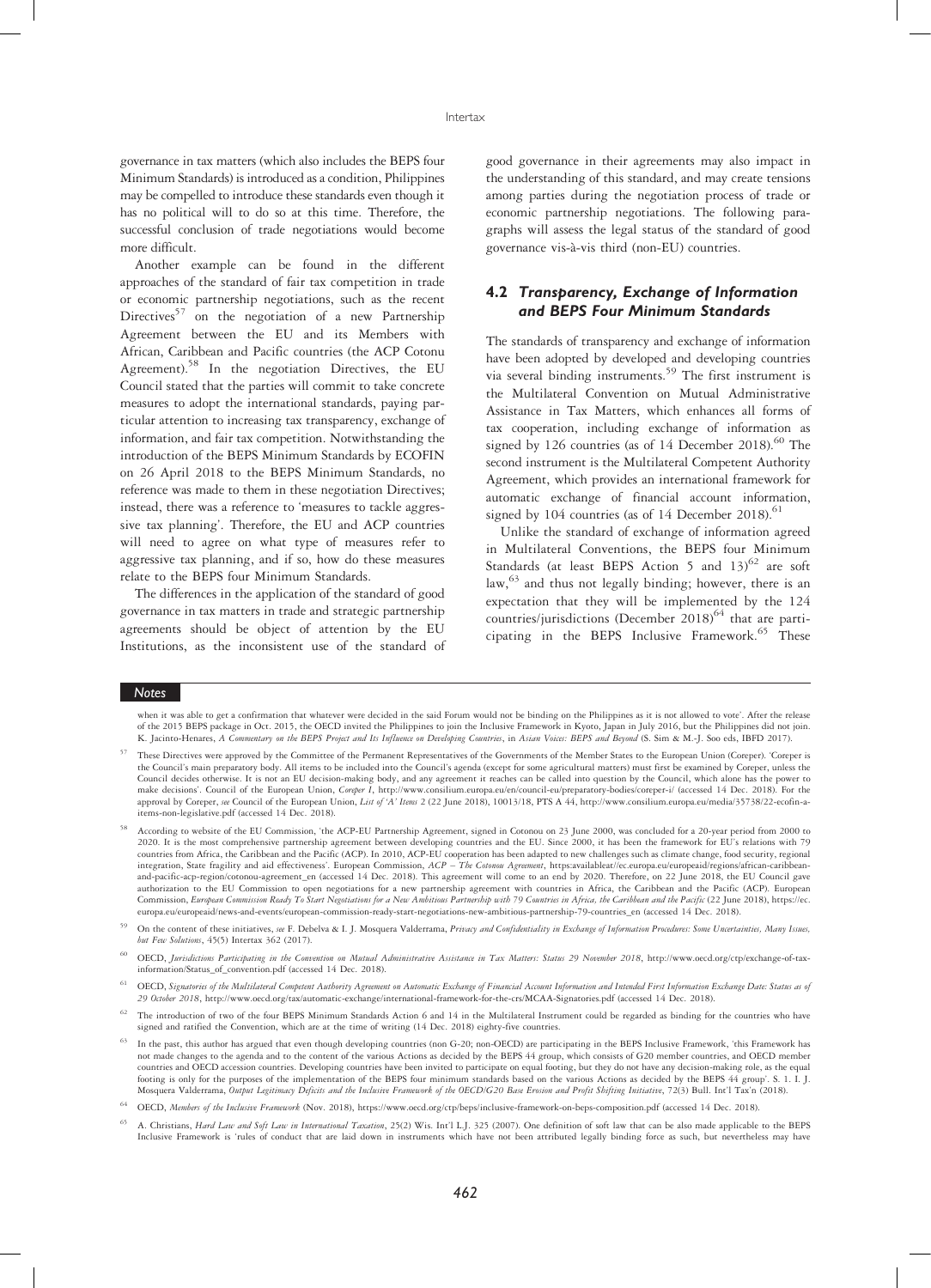governance in tax matters (which also includes the BEPS four Minimum Standards) is introduced as a condition, Philippines may be compelled to introduce these standards even though it has no political will to do so at this time. Therefore, the successful conclusion of trade negotiations would become more difficult.

Another example can be found in the different approaches of the standard of fair tax competition in trade or economic partnership negotiations, such as the recent Directives[57] on the negotiation of a new Partnership Agreement between the EU and its Members with African, Caribbean and Pacific countries (the ACP Cotonu Agreement).[58] In the negotiation Directives, the EU Council stated that the parties will commit to take concrete measures to adopt the international standards, paying particular attention to increasing tax transparency, exchange of information, and fair tax competition. Notwithstanding the introduction of the BEPS Minimum Standards by ECOFIN on 26 April 2018 to the BEPS Minimum Standards, no reference was made to them in these negotiation Directives; instead, there was a reference to 'measures to tackle aggressive tax planning'. Therefore, the EU and ACP countries will need to agree on what type of measures refer to aggressive tax planning, and if so, how do these measures relate to the BEPS four Minimum Standards.

The differences in the application of the standard of good governance in tax matters in trade and strategic partnership agreements should be object of attention by the EU Institutions, as the inconsistent use of the standard of good governance in their agreements may also impact in the understanding of this standard, and may create tensions among parties during the negotiation process of trade or economic partnership negotiations. The following paragraphs will assess the legal status of the standard of good governance vis-à-vis third (non-EU) countries.

## 4.2 *Transparency, Exchange of Information and BEPS Four Minimum Standards*

The standards of transparency and exchange of information have been adopted by developed and developing countries via several binding instruments.[59] The first instrument is the Multilateral Convention on Mutual Administrative Assistance in Tax Matters, which enhances all forms of tax cooperation, including exchange of information as signed by 126 countries (as of 14 December 2018).[60] The second instrument is the Multilateral Competent Authority Agreement, which provides an international framework for automatic exchange of financial account information, signed by 104 countries (as of 14 December 2018).[61]

Unlike the standard of exchange of information agreed in Multilateral Conventions, the BEPS four Minimum Standards (at least BEPS Action 5 and 13)[62] are soft law,[63] and thus not legally binding; however, there is an expectation that they will be implemented by the 124 countries/jurisdictions (December 2018)[64] that are participating in the BEPS Inclusive Framework.[65] These

---

when it was able to get a confirmation that whatever were decided in the said Forum would not be binding on the Philippines as it is not allowed to vote'. After the release of the 2015 BEPS package in Oct. 2015, the OECD invited the Philippines to join the Inclusive Framework in Kyoto, Japan in July 2016, but the Philippines did not join. K. Jacinto-Henares, *A Commentary on the BEPS Project and Its Influence on Developing Countries*, in *Asian Voices: BEPS and Beyond* (S. Sim & M.-J. Soo eds, IBFD 2017).

[57] These Directives were approved by the Committee of the Permanent Representatives of the Governments of the Member States to the European Union (Coreper). 'Coreper is the Council's main preparatory body. All items to be included into the Council's agenda (except for some agricultural matters) must first be examined by Coreper, unless the Council decides otherwise. It is not an EU decision-making body, and any agreement it reaches can be called into question by the Council, which alone has the power to make decisions'. Council of the European Union, *Coreper I*, http://www.consilium.europa.eu/en/council-eu/preparatory-bodies/coreper-i/ (accessed 14 Dec. 2018). For the approval by Coreper, *see* Council of the European Union, *List of 'A' Items* 2 (22 June 2018), 10013/18, PTS A 44, http://www.consilium.europa.eu/media/35738/22-ecofin-a-items-non-legislative.pdf (accessed 14 Dec. 2018).

[58] According to website of the EU Commission, 'the ACP-EU Partnership Agreement, signed in Cotonou on 23 June 2000, was concluded for a 20-year period from 2000 to 2020. It is the most comprehensive partnership agreement between developing countries and the EU. Since 2000, it has been the framework for EU's relations with 79 countries from Africa, the Caribbean and the Pacific (ACP). In 2010, ACP-EU cooperation has been adapted to new challenges such as climate change, food security, regional integration, State fragility and aid effectiveness'. European Commission, *ACP – The Cotonou Agreement*, https:availableat//ec.europa.eu/europeaid/regions/african-caribbean-and-pacific-acp-region/cotonou-agreement_en (accessed 14 Dec. 2018). This agreement will come to an end by 2020. Therefore, on 22 June 2018, the EU Council gave authorization to the EU Commission to open negotiations for a new partnership agreement with countries in Africa, the Caribbean and the Pacific (ACP). European Commission, *European Commission Ready To Start Negotiations for a New Ambitious Partnership with 79 Countries in Africa, the Caribbean and the Pacific* (22 June 2018), https://ec.europa.eu/europeaid/news-and-events/european-commission-ready-start-negotiations-new-ambitious-partnership-79-countries_en (accessed 14 Dec. 2018).

[59] On the content of these initiatives, *see* F. Debelva & I. J. Mosquera Valderrama, *Privacy and Confidentiality in Exchange of Information Procedures: Some Uncertainties, Many Issues, but Few Solutions*, 45(5) Intertax 362 (2017).

[60] OECD, *Jurisdictions Participating in the Convention on Mutual Administrative Assistance in Tax Matters: Status 29 November 2018*, http://www.oecd.org/ctp/exchange-of-tax-information/Status_of_convention.pdf (accessed 14 Dec. 2018).

[61] OECD, *Signatories of the Multilateral Competent Authority Agreement on Automatic Exchange of Financial Account Information and Intended First Information Exchange Date: Status as of 29 October 2018*, http://www.oecd.org/tax/automatic-exchange/international-framework-for-the-crs/MCAA-Signatories.pdf (accessed 14 Dec. 2018).

[62] The introduction of two of the four BEPS Minimum Standards Action 6 and 14 in the Multilateral Instrument could be regarded as binding for the countries who have signed and ratified the Convention, which are at the time of writing (14 Dec. 2018) eighty-five countries.

[63] In the past, this author has argued that even though developing countries (non G-20; non-OECD) are participating in the BEPS Inclusive Framework, 'this Framework has not made changes to the agenda and to the content of the various Actions as decided by the BEPS 44 group, which consists of G20 member countries, and OECD member countries and OECD accession countries. Developing countries have been invited to participate on equal footing, but they do not have any decision-making role, as the equal footing is only for the purposes of the implementation of the BEPS four minimum standards based on the various Actions as decided by the BEPS 44 group'. S. 1. I. J. Mosquera Valderrama, *Output Legitimacy Deficits and the Inclusive Framework of the OECD/G20 Base Erosion and Profit Shifting Initiative*, 72(3) Bull. Int'l Tax'n (2018).

[64] OECD, *Members of the Inclusive Framework* (Nov. 2018), https://www.oecd.org/ctp/beps/inclusive-framework-on-beps-composition.pdf (accessed 14 Dec. 2018).

[65] A. Christians, *Hard Law and Soft Law in International Taxation*, 25(2) Wis. Int'l L.J. 325 (2007). One definition of soft law that can be also made applicable to the BEPS Inclusive Framework is 'rules of conduct that are laid down in instruments which have not been attributed legally binding force as such, but nevertheless may have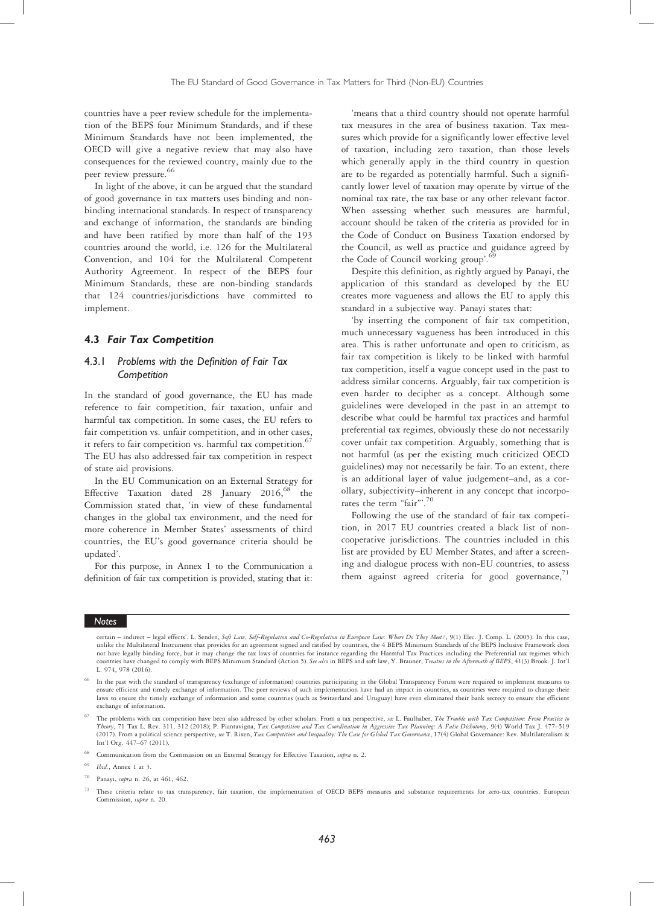countries have a peer review schedule for the implementation of the BEPS four Minimum Standards, and if these Minimum Standards have not been implemented, the OECD will give a negative review that may also have consequences for the reviewed country, mainly due to the peer review pressure.[66]

In light of the above, it can be argued that the standard of good governance in tax matters uses binding and non-binding international standards. In respect of transparency and exchange of information, the standards are binding and have been ratified by more than half of the 193 countries around the world, i.e. 126 for the Multilateral Convention, and 104 for the Multilateral Competent Authority Agreement. In respect of the BEPS four Minimum Standards, these are non-binding standards that 124 countries/jurisdictions have committed to implement.

### 4.3 *Fair Tax Competition*

#### 4.3.1 *Problems with the Definition of Fair Tax Competition*

In the standard of good governance, the EU has made reference to fair competition, fair taxation, unfair and harmful tax competition. In some cases, the EU refers to fair competition vs. unfair competition, and in other cases, it refers to fair competition vs. harmful tax competition.[67] The EU has also addressed fair tax competition in respect of state aid provisions.

In the EU Communication on an External Strategy for Effective Taxation dated 28 January 2016,[68] the Commission stated that, 'in view of these fundamental changes in the global tax environment, and the need for more coherence in Member States' assessments of third countries, the EU's good governance criteria should be updated'.

For this purpose, in Annex 1 to the Communication a definition of fair tax competition is provided, stating that it:

'means that a third country should not operate harmful tax measures in the area of business taxation. Tax measures which provide for a significantly lower effective level of taxation, including zero taxation, than those levels which generally apply in the third country in question are to be regarded as potentially harmful. Such a significantly lower level of taxation may operate by virtue of the nominal tax rate, the tax base or any other relevant factor. When assessing whether such measures are harmful, account should be taken of the criteria as provided for in the Code of Conduct on Business Taxation endorsed by the Council, as well as practice and guidance agreed by the Code of Council working group'.[69]

Despite this definition, as rightly argued by Panayi, the application of this standard as developed by the EU creates more vagueness and allows the EU to apply this standard in a subjective way. Panayi states that:

'by inserting the component of fair tax competition, much unnecessary vagueness has been introduced in this area. This is rather unfortunate and open to criticism, as fair tax competition is likely to be linked with harmful tax competition, itself a vague concept used in the past to address similar concerns. Arguably, fair tax competition is even harder to decipher as a concept. Although some guidelines were developed in the past in an attempt to describe what could be harmful tax practices and harmful preferential tax regimes, obviously these do not necessarily cover unfair tax competition. Arguably, something that is not harmful (as per the existing much criticized OECD guidelines) may not necessarily be fair. To an extent, there is an additional layer of value judgement–and, as a corollary, subjectivity–inherent in any concept that incorporates the term "fair"'.[70]

Following the use of the standard of fair tax competition, in 2017 EU countries created a black list of non-cooperative jurisdictions. The countries included in this list are provided by EU Member States, and after a screening and dialogue process with non-EU countries, to assess them against agreed criteria for good governance,[71]

---

**Notes**

certain – indirect – legal effects'. L. Senden, *Soft Law, Self-Regulation and Co-Regulation in European Law: Where Do They Meet?*, 9(1) Elec. J. Comp. L. (2005). In this case, unlike the Multilateral Instrument that provides for an agreement signed and ratified by countries, the 4 BEPS Minimum Standards of the BEPS Inclusive Framework does not have legally binding force, but it may change the tax laws of countries for instance regarding the Harmful Tax Practices including the Preferential tax regimes which countries have changed to comply with BEPS Minimum Standard (Action 5). *See also* in BEPS and soft law, Y. Brauner, *Treaties in the Aftermath of BEPS*, 41(3) Brook. J. Int'l L. 974, 978 (2016).

[66] In the past with the standard of transparency (exchange of information) countries participating in the Global Transparency Forum were required to implement measures to ensure efficient and timely exchange of information. The peer reviews of such implementation have had an impact in countries, as countries were required to change their laws to ensure the timely exchange of information and some countries (such as Switzerland and Uruguay) have even eliminated their bank secrecy to ensure the efficient exchange of information.

[67] The problems with tax competition have been also addressed by other scholars. From a tax perspective, *see* L. Faulhaber, *The Trouble with Tax Competition: From Practice to Theory*, 71 Tax L. Rev. 311, 312 (2018); P. Piantavigna, *Tax Competition and Tax Coordination in Aggressive Tax Planning: A False Dichotomy*, 9(4) World Tax J. 477–519 (2017). From a political science perspective, *see* T. Rixen, *Tax Competition and Inequality: The Case for Global Tax Governance*, 17(4) Global Governance: Rev. Multilateralism & Int'l Org. 447–67 (2011).

[68] Communication from the Commission on an External Strategy for Effective Taxation, *supra* n. 2.

[69] *Ibid.*, Annex 1 at 3.

[70] Panayi, *supra* n. 26, at 461, 462.

[71] These criteria relate to tax transparency, fair taxation, the implementation of OECD BEPS measures and substance requirements for zero-tax countries. European Commission, *supra* n. 20.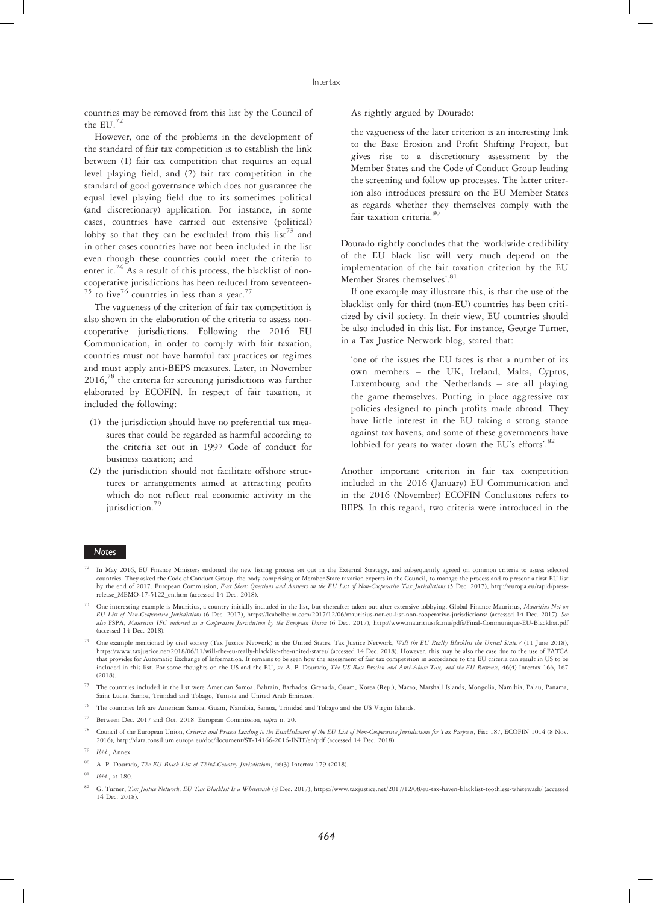countries may be removed from this list by the Council of the EU.[72]

However, one of the problems in the development of the standard of fair tax competition is to establish the link between (1) fair tax competition that requires an equal level playing field, and (2) fair tax competition in the standard of good governance which does not guarantee the equal level playing field due to its sometimes political (and discretionary) application. For instance, in some cases, countries have carried out extensive (political) lobby so that they can be excluded from this list[73] and in other cases countries have not been included in the list even though these countries could meet the criteria to enter it.[74] As a result of this process, the blacklist of non-cooperative jurisdictions has been reduced from seventeen-[75] to five[76] countries in less than a year.[77]

The vagueness of the criterion of fair tax competition is also shown in the elaboration of the criteria to assess non-cooperative jurisdictions. Following the 2016 EU Communication, in order to comply with fair taxation, countries must not have harmful tax practices or regimes and must apply anti-BEPS measures. Later, in November 2016,[78] the criteria for screening jurisdictions was further elaborated by ECOFIN. In respect of fair taxation, it included the following:

(1) the jurisdiction should have no preferential tax measures that could be regarded as harmful according to the criteria set out in 1997 Code of conduct for business taxation; and
(2) the jurisdiction should not facilitate offshore structures or arrangements aimed at attracting profits which do not reflect real economic activity in the jurisdiction.[79]

As rightly argued by Dourado:

> the vagueness of the later criterion is an interesting link to the Base Erosion and Profit Shifting Project, but gives rise to a discretionary assessment by the Member States and the Code of Conduct Group leading the screening and follow up processes. The latter criterion also introduces pressure on the EU Member States as regards whether they themselves comply with the fair taxation criteria.[80]

Dourado rightly concludes that the 'worldwide credibility of the EU black list will very much depend on the implementation of the fair taxation criterion by the EU Member States themselves'.[81]

If one example may illustrate this, is that the use of the blacklist only for third (non-EU) countries has been criticized by civil society. In their view, EU countries should be also included in this list. For instance, George Turner, in a Tax Justice Network blog, stated that:

> 'one of the issues the EU faces is that a number of its own members – the UK, Ireland, Malta, Cyprus, Luxembourg and the Netherlands – are all playing the game themselves. Putting in place aggressive tax policies designed to pinch profits made abroad. They have little interest in the EU taking a strong stance against tax havens, and some of these governments have lobbied for years to water down the EU's efforts'.[82]

Another important criterion in fair tax competition included in the 2016 (January) EU Communication and in the 2016 (November) ECOFIN Conclusions refers to BEPS. In this regard, two criteria were introduced in the

---

**Notes**

[72] In May 2016, EU Finance Ministers endorsed the new listing process set out in the External Strategy, and subsequently agreed on common criteria to assess selected countries. They asked the Code of Conduct Group, the body comprising of Member State taxation experts in the Council, to manage the process and to present a first EU list by the end of 2017. European Commission, *Fact Sheet: Questions and Answers on the EU List of Non-Cooperative Tax Jurisdictions* (5 Dec. 2017), http://europa.eu/rapid/press-release_MEMO-17-5122_en.htm (accessed 14 Dec. 2018).

[73] One interesting example is Mauritius, a country initially included in the list, but thereafter taken out after extensive lobbying. Global Finance Mauritius, *Mauritius Not on EU List of Non-Cooperative Jurisdictions* (6 Dec. 2017), https://lcabelheim.com/2017/12/06/mauritius-not-eu-list-non-cooperative-jurisdictions/ (accessed 14 Dec. 2017). *See also* FSPA, *Mauritius IFC endorsed as a Cooperative Jurisdiction by the European Union* (6 Dec. 2017), http://www.mauritiusifc.mu/pdfs/Final-Communique-EU-Blacklist.pdf (accessed 14 Dec. 2018).

[74] One example mentioned by civil society (Tax Justice Network) is the United States. Tax Justice Network, *Will the EU Really Blacklist the United States?* (11 June 2018), https://www.taxjustice.net/2018/06/11/will-the-eu-really-blacklist-the-united-states/ (accessed 14 Dec. 2018). However, this may be also the case due to the use of FATCA that provides for Automatic Exchange of Information. It remains to be seen how the assessment of fair tax competition in accordance to the EU criteria can result in US to be included in this list. For some thoughts on the US and the EU, *see* A. P. Dourado, *The US Base Erosion and Anti-Abuse Tax, and the EU Response,* 46(4) Intertax 166, 167 (2018).

[75] The countries included in the list were American Samoa, Bahrain, Barbados, Grenada, Guam, Korea (Rep.), Macao, Marshall Islands, Mongolia, Namibia, Palau, Panama, Saint Lucia, Samoa, Trinidad and Tobago, Tunisia and United Arab Emirates.

[76] The countries left are American Samoa, Guam, Namibia, Samoa, Trinidad and Tobago and the US Virgin Islands.

[77] Between Dec. 2017 and Oct. 2018. European Commission, *supra* n. 20.

[78] Council of the European Union, *Criteria and Process Leading to the Establishment of the EU List of Non-Cooperative Jurisdictions for Tax Purposes*, Fisc 187, ECOFIN 1014 (8 Nov. 2016), http://data.consilium.europa.eu/doc/document/ST-14166-2016-INIT/en/pdf (accessed 14 Dec. 2018).

[79] *Ibid.*, Annex.

[80] A. P. Dourado, *The EU Black List of Third-Country Jurisdictions*, 46(3) Intertax 179 (2018).

[81] *Ibid.*, at 180.

[82] G. Turner, *Tax Justice Network, EU Tax Blacklist Is a Whitewash* (8 Dec. 2017), https://www.taxjustice.net/2017/12/08/eu-tax-haven-blacklist-toothless-whitewash/ (accessed 14 Dec. 2018).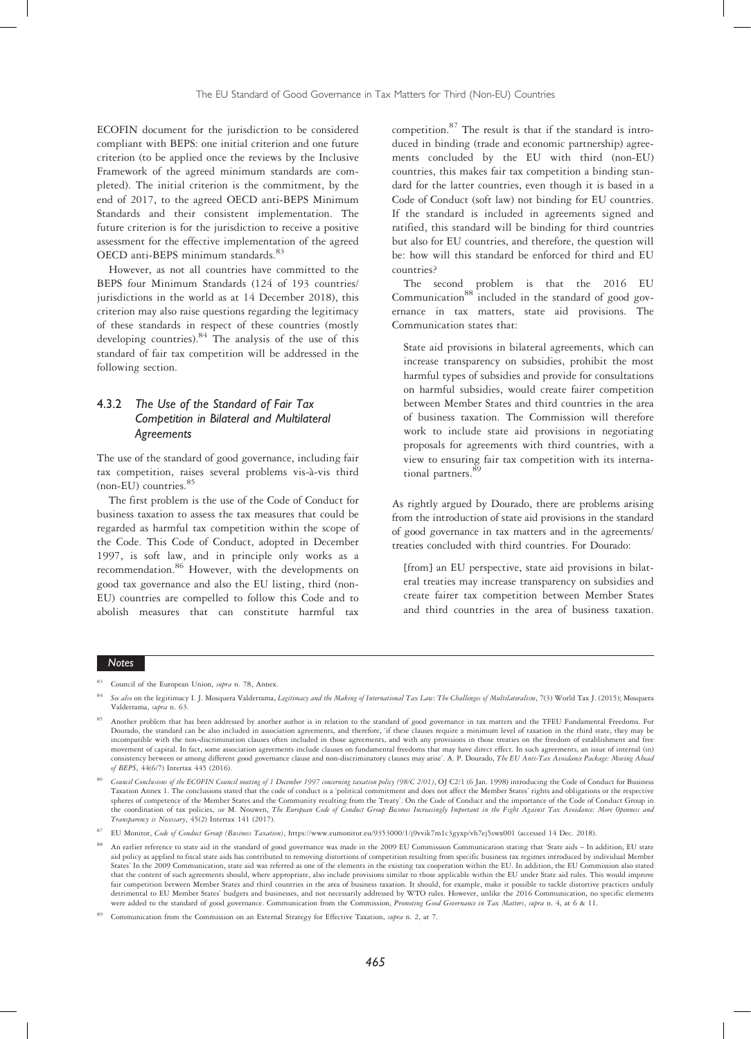ECOFIN document for the jurisdiction to be considered compliant with BEPS: one initial criterion and one future criterion (to be applied once the reviews by the Inclusive Framework of the agreed minimum standards are completed). The initial criterion is the commitment, by the end of 2017, to the agreed OECD anti-BEPS Minimum Standards and their consistent implementation. The future criterion is for the jurisdiction to receive a positive assessment for the effective implementation of the agreed OECD anti-BEPS minimum standards.[83]

However, as not all countries have committed to the BEPS four Minimum Standards (124 of 193 countries/jurisdictions in the world as at 14 December 2018), this criterion may also raise questions regarding the legitimacy of these standards in respect of these countries (mostly developing countries).[84] The analysis of the use of this standard of fair tax competition will be addressed in the following section.

### 4.3.2 *The Use of the Standard of Fair Tax Competition in Bilateral and Multilateral Agreements*

The use of the standard of good governance, including fair tax competition, raises several problems vis-à-vis third (non-EU) countries.[85]

The first problem is the use of the Code of Conduct for business taxation to assess the tax measures that could be regarded as harmful tax competition within the scope of the Code. This Code of Conduct, adopted in December 1997, is soft law, and in principle only works as a recommendation.[86] However, with the developments on good tax governance and also the EU listing, third (non-EU) countries are compelled to follow this Code and to abolish measures that can constitute harmful tax competition.[87] The result is that if the standard is introduced in binding (trade and economic partnership) agreements concluded by the EU with third (non-EU) countries, this makes fair tax competition a binding standard for the latter countries, even though it is based in a Code of Conduct (soft law) not binding for EU countries. If the standard is included in agreements signed and ratified, this standard will be binding for third countries but also for EU countries, and therefore, the question will be: how will this standard be enforced for third and EU countries?

The second problem is that the 2016 EU Communication[88] included in the standard of good governance in tax matters, state aid provisions. The Communication states that:

> State aid provisions in bilateral agreements, which can increase transparency on subsidies, prohibit the most harmful types of subsidies and provide for consultations on harmful subsidies, would create fairer competition between Member States and third countries in the area of business taxation. The Commission will therefore work to include state aid provisions in negotiating proposals for agreements with third countries, with a view to ensuring fair tax competition with its international partners.[89]

As rightly argued by Dourado, there are problems arising from the introduction of state aid provisions in the standard of good governance in tax matters and in the agreements/treaties concluded with third countries. For Dourado:

> [from] an EU perspective, state aid provisions in bilateral treaties may increase transparency on subsidies and create fairer tax competition between Member States and third countries in the area of business taxation.

---

Notes

[83] Council of the European Union, *supra* n. 78, Annex.

[84] *See also* on the legitimacy I. J. Mosquera Valderrama, *Legitimacy and the Making of International Tax Law: The Challenges of Multilateralism*, 7(3) World Tax J. (2015); Mosquera Valderrama, *supra* n. 63.

[85] Another problem that has been addressed by another author is in relation to the standard of good governance in tax matters and the TFEU Fundamental Freedoms. For Dourado, the standard can be also included in association agreements, and therefore, 'if these clauses require a minimum level of taxation in the third state, they may be incompatible with the non-discrimination clauses often included in those agreements, and with any provisions in those treaties on the freedom of establishment and free movement of capital. In fact, some association agreements include clauses on fundamental freedoms that may have direct effect. In such agreements, an issue of internal (in) consistency between or among different good governance clause and non-discriminatory clauses may arise'. A. P. Dourado, *The EU Anti-Tax Avoidance Package: Moving Ahead of BEPS*, 44(6/7) Intertax 445 (2016).

[86] *Council Conclusions of the ECOFIN Council meeting of 1 December 1997 concerning taxation policy (98/C 2/01)*, OJ C2/1 (6 Jan. 1998) introducing the Code of Conduct for Business Taxation Annex 1. The conclusions stated that the code of conduct is a 'political commitment and does not affect the Member States' rights and obligations or the respective spheres of competence of the Member States and the Community resulting from the Treaty'. On the Code of Conduct and the importance of the Code of Conduct Group in the coordination of tax policies, *see* M. Nouwen, *The European Code of Conduct Group Becomes Increasingly Important in the Fight Against Tax Avoidance: More Openness and Transparency is Necessary*, 45(2) Intertax 141 (2017).

[87] EU Monitor, *Code of Conduct Group (Business Taxation)*, https://www.eumonitor.eu/9353000/1/j9vvik7m1c3gyxp/vh7ej5swx001 (accessed 14 Dec. 2018).

[88] An earlier reference to state aid in the standard of good governance was made in the 2009 EU Commission Communication stating that 'State aids – In addition, EU state aid policy as applied to fiscal state aids has contributed to removing distortions of competition resulting from specific business tax regimes introduced by individual Member States' In the 2009 Communication, state aid was referred as one of the elements in the existing tax cooperation within the EU. In addition, the EU Commission also stated that the content of such agreements should, where appropriate, also include provisions similar to those applicable within the EU under State aid rules. This would improve fair competition between Member States and third countries in the area of business taxation. It should, for example, make it possible to tackle distortive practices unduly detrimental to EU Member States' budgets and businesses, and not necessarily addressed by WTO rules. However, unlike the 2016 Communication, no specific elements were added to the standard of good governance. Communication from the Commission, *Promoting Good Governance in Tax Matters*, *supra* n. 4, at 6 & 11.

[89] Communication from the Commission on an External Strategy for Effective Taxation, *supra* n. 2, at 7.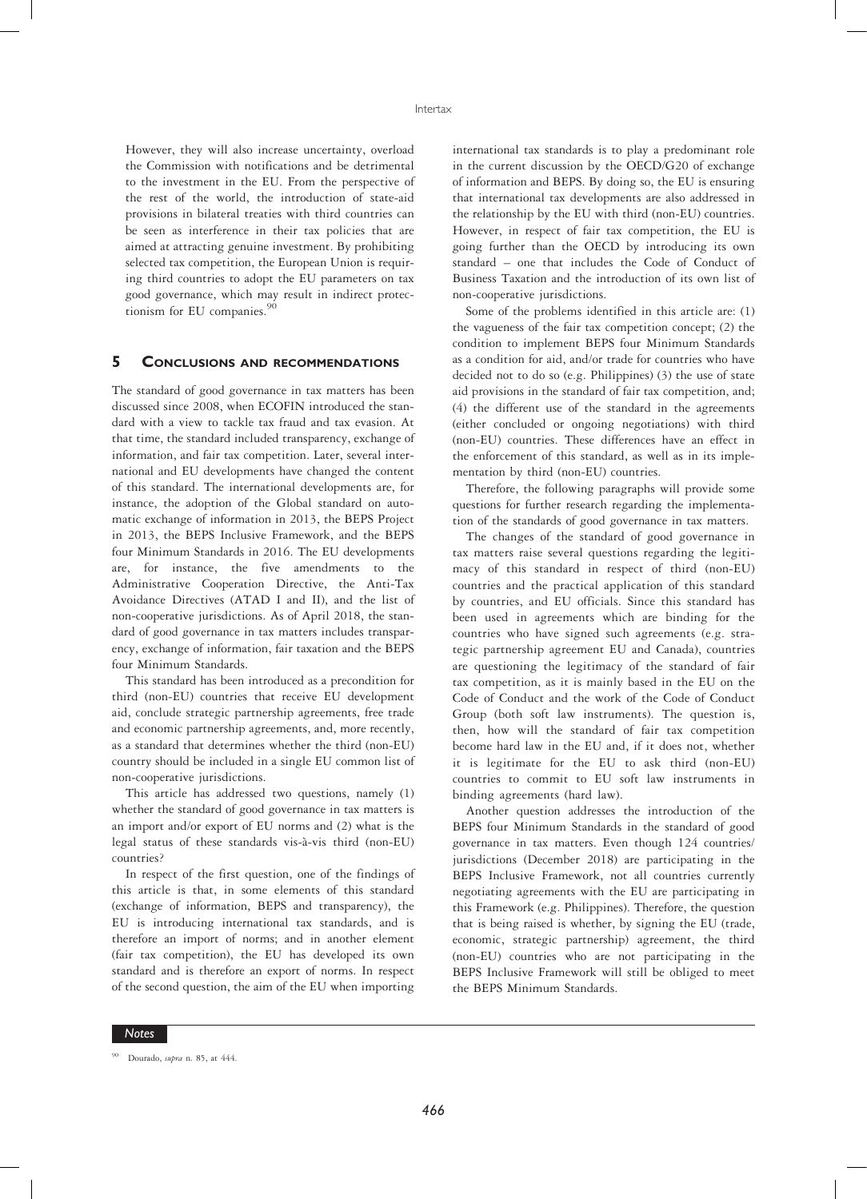However, they will also increase uncertainty, overload the Commission with notifications and be detrimental to the investment in the EU. From the perspective of the rest of the world, the introduction of state-aid provisions in bilateral treaties with third countries can be seen as interference in their tax policies that are aimed at attracting genuine investment. By prohibiting selected tax competition, the European Union is requiring third countries to adopt the EU parameters on tax good governance, which may result in indirect protectionism for EU companies.[90]

## 5 Conclusions and recommendations

The standard of good governance in tax matters has been discussed since 2008, when ECOFIN introduced the standard with a view to tackle tax fraud and tax evasion. At that time, the standard included transparency, exchange of information, and fair tax competition. Later, several international and EU developments have changed the content of this standard. The international developments are, for instance, the adoption of the Global standard on automatic exchange of information in 2013, the BEPS Project in 2013, the BEPS Inclusive Framework, and the BEPS four Minimum Standards in 2016. The EU developments are, for instance, the five amendments to the Administrative Cooperation Directive, the Anti-Tax Avoidance Directives (ATAD I and II), and the list of non-cooperative jurisdictions. As of April 2018, the standard of good governance in tax matters includes transparency, exchange of information, fair taxation and the BEPS four Minimum Standards.

This standard has been introduced as a precondition for third (non-EU) countries that receive EU development aid, conclude strategic partnership agreements, free trade and economic partnership agreements, and, more recently, as a standard that determines whether the third (non-EU) country should be included in a single EU common list of non-cooperative jurisdictions.

This article has addressed two questions, namely (1) whether the standard of good governance in tax matters is an import and/or export of EU norms and (2) what is the legal status of these standards vis-à-vis third (non-EU) countries?

In respect of the first question, one of the findings of this article is that, in some elements of this standard (exchange of information, BEPS and transparency), the EU is introducing international tax standards, and is therefore an import of norms; and in another element (fair tax competition), the EU has developed its own standard and is therefore an export of norms. In respect of the second question, the aim of the EU when importing international tax standards is to play a predominant role in the current discussion by the OECD/G20 of exchange of information and BEPS. By doing so, the EU is ensuring that international tax developments are also addressed in the relationship by the EU with third (non-EU) countries. However, in respect of fair tax competition, the EU is going further than the OECD by introducing its own standard – one that includes the Code of Conduct of Business Taxation and the introduction of its own list of non-cooperative jurisdictions.

Some of the problems identified in this article are: (1) the vagueness of the fair tax competition concept; (2) the condition to implement BEPS four Minimum Standards as a condition for aid, and/or trade for countries who have decided not to do so (e.g. Philippines) (3) the use of state aid provisions in the standard of fair tax competition, and; (4) the different use of the standard in the agreements (either concluded or ongoing negotiations) with third (non-EU) countries. These differences have an effect in the enforcement of this standard, as well as in its implementation by third (non-EU) countries.

Therefore, the following paragraphs will provide some questions for further research regarding the implementation of the standards of good governance in tax matters.

The changes of the standard of good governance in tax matters raise several questions regarding the legitimacy of this standard in respect of third (non-EU) countries and the practical application of this standard by countries, and EU officials. Since this standard has been used in agreements which are binding for the countries who have signed such agreements (e.g. strategic partnership agreement EU and Canada), countries are questioning the legitimacy of the standard of fair tax competition, as it is mainly based in the EU on the Code of Conduct and the work of the Code of Conduct Group (both soft law instruments). The question is, then, how will the standard of fair tax competition become hard law in the EU and, if it does not, whether it is legitimate for the EU to ask third (non-EU) countries to commit to EU soft law instruments in binding agreements (hard law).

Another question addresses the introduction of the BEPS four Minimum Standards in the standard of good governance in tax matters. Even though 124 countries/jurisdictions (December 2018) are participating in the BEPS Inclusive Framework, not all countries currently negotiating agreements with the EU are participating in this Framework (e.g. Philippines). Therefore, the question that is being raised is whether, by signing the EU (trade, economic, strategic partnership) agreement, the third (non-EU) countries who are not participating in the BEPS Inclusive Framework will still be obliged to meet the BEPS Minimum Standards.

---

**Notes**

[90] Dourado, *supra* n. 85, at 444.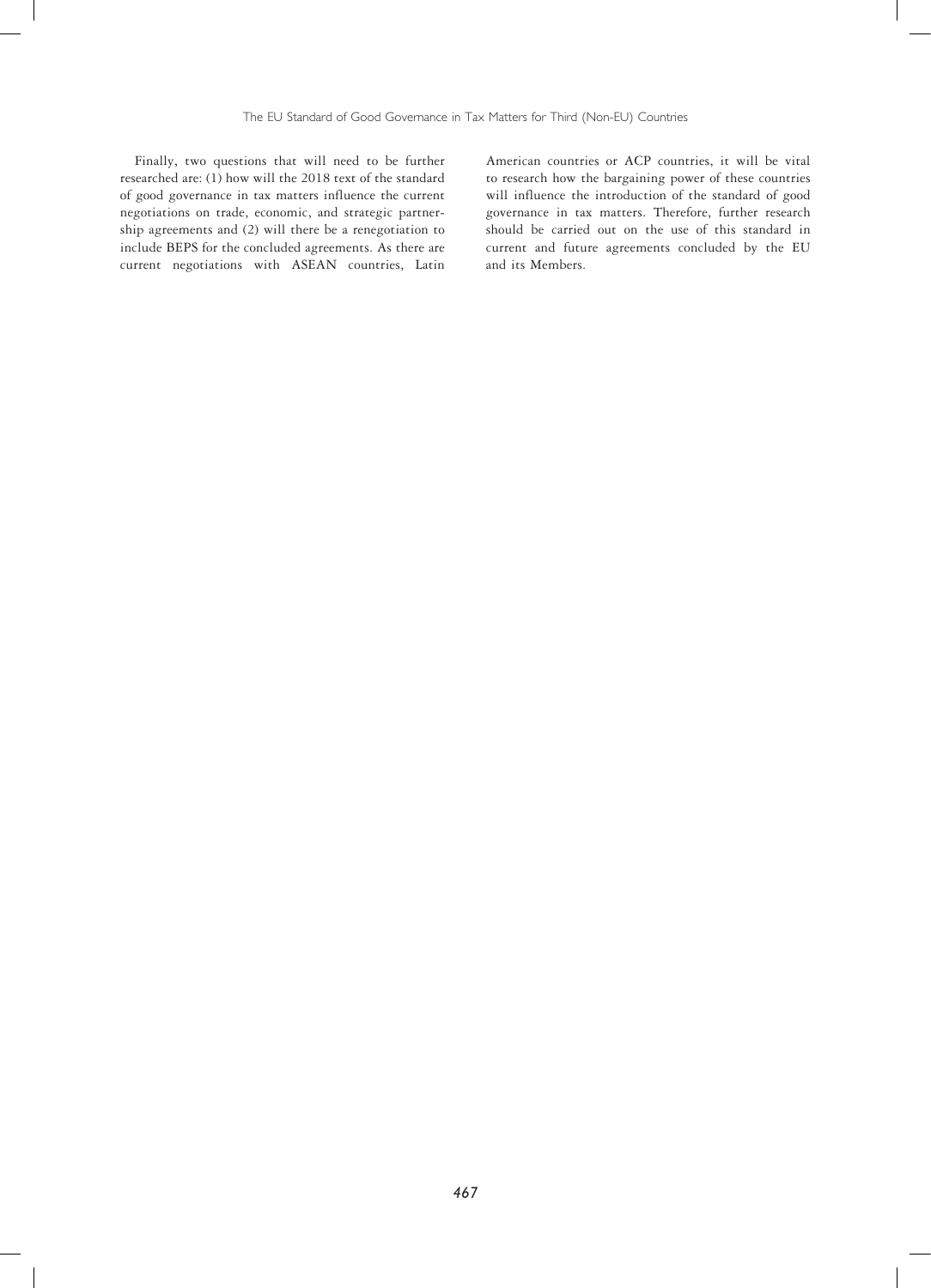Finally, two questions that will need to be further researched are: (1) how will the 2018 text of the standard of good governance in tax matters influence the current negotiations on trade, economic, and strategic partnership agreements and (2) will there be a renegotiation to include BEPS for the concluded agreements. As there are current negotiations with ASEAN countries, Latin American countries or ACP countries, it will be vital to research how the bargaining power of these countries will influence the introduction of the standard of good governance in tax matters. Therefore, further research should be carried out on the use of this standard in current and future agreements concluded by the EU and its Members.